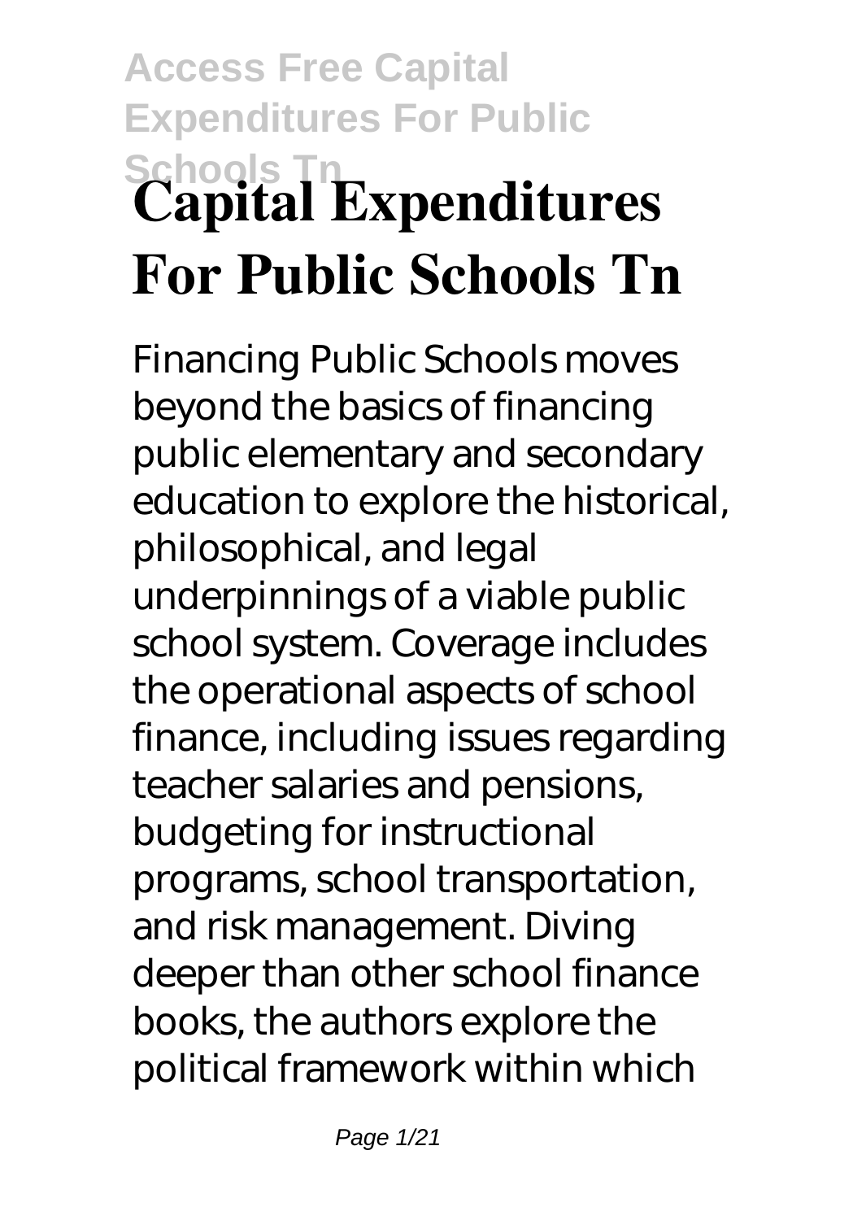# Capital Expenditures For Public Schools Tn

Financing Public Schools moves beyond the basics of financing public elementary and secondary education to explore the historical, philosophical, and legal underpinnings of a viable public school system. Coverage includes the operational aspects of school finance, including issues regarding teacher salaries and pensions, budgeting for instructional programs, school transportation, and risk management. Diving deeper than other school finance books, the authors explore the political framework within which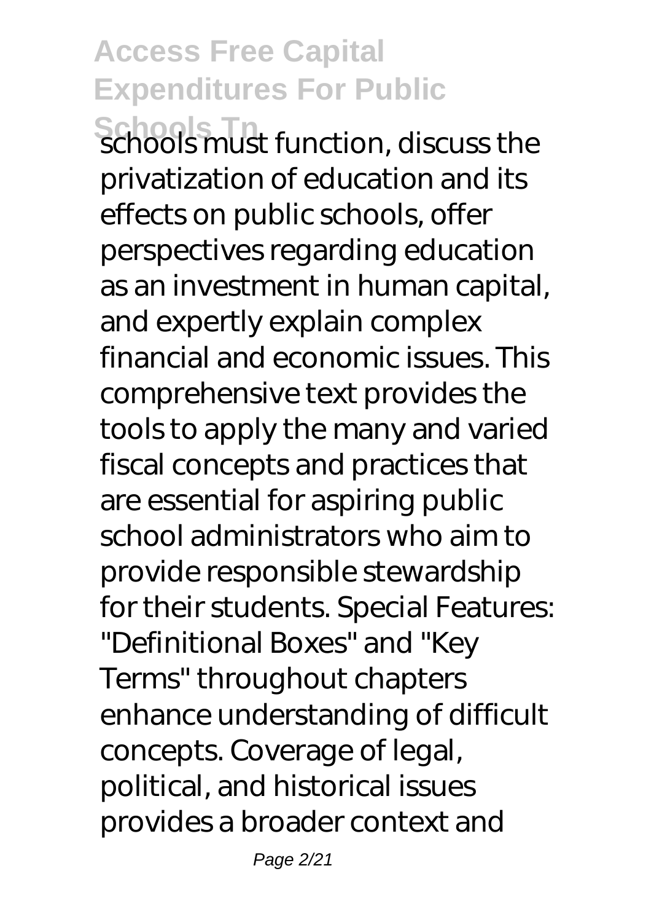schools must function, discuss the privatization of education and its effects on public schools, offer perspectives regarding education as an investment in human capital, and expertly explain complex financial and economic issues. This comprehensive text provides the tools to apply the many and varied fiscal concepts and practices that are essential for aspiring public school administrators who aim to provide responsible stewardship for their students. Special Features: "Definitional Boxes" and "Key Terms" throughout chapters enhance understanding of difficult concepts. Coverage of legal, political, and historical issues provides a broader context and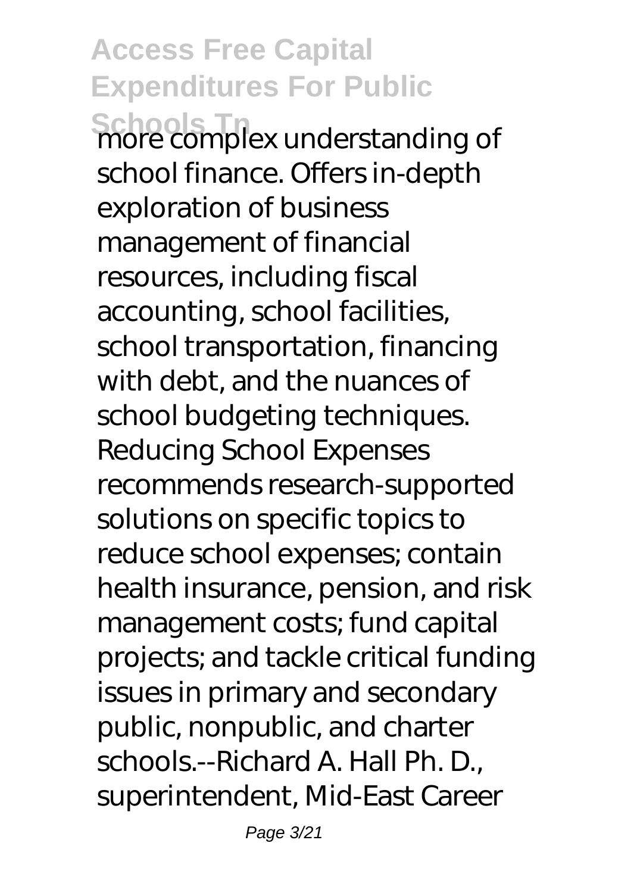more complex understanding of school finance. Offers in-depth exploration of business management of financial resources, including fiscal accounting, school facilities, school transportation, financing with debt, and the nuances of school budgeting techniques. Reducing School Expenses recommends research-supported solutions on specific topics to reduce school expenses; contain health insurance, pension, and risk management costs; fund capital projects; and tackle critical funding issues in primary and secondary public, nonpublic, and charter schools.--Richard A. Hall Ph. D., superintendent, Mid-East Career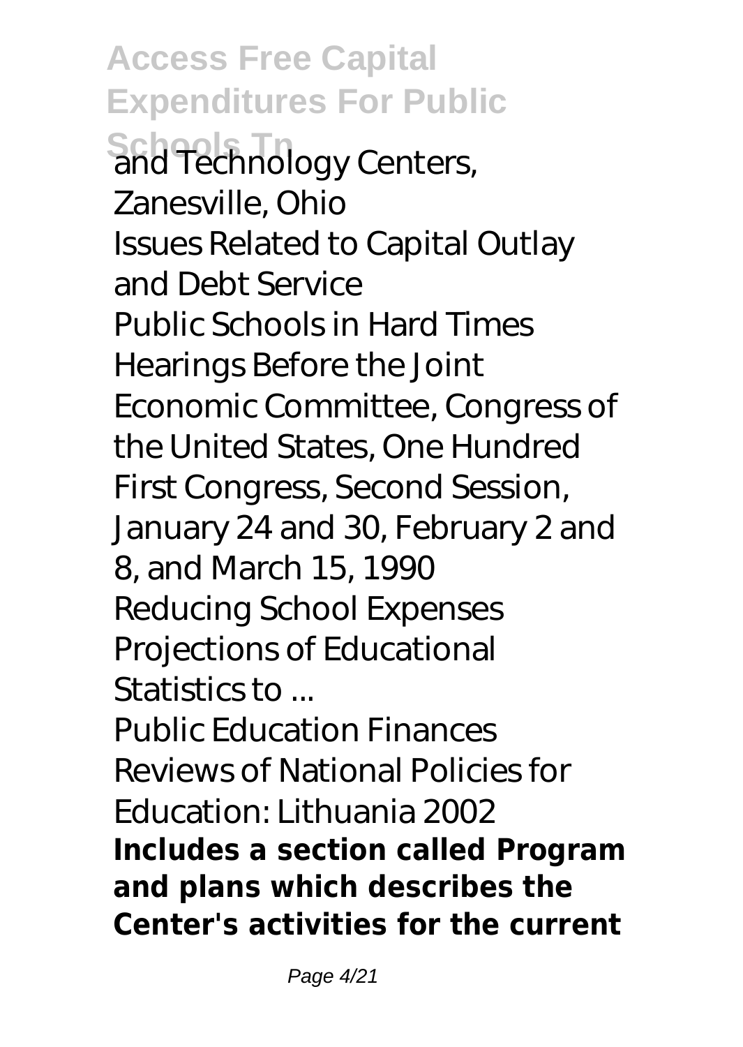and Technology Centers, Zanesville, Ohio

Issues Related to Capital Outlay and Debt Service

Public Schools in Hard Times

Hearings Before the Joint Economic Committee, Congress of the United States, One Hundred First Congress, Second Session, January 24 and 30, February 2 and 8, and March 15, 1990

Reducing School Expenses

Projections of Educational Statistics to ...

Public Education Finances

Reviews of National Policies for Education: Lithuania 2002

**Includes a section called Program and plans which describes the Center's activities for the current**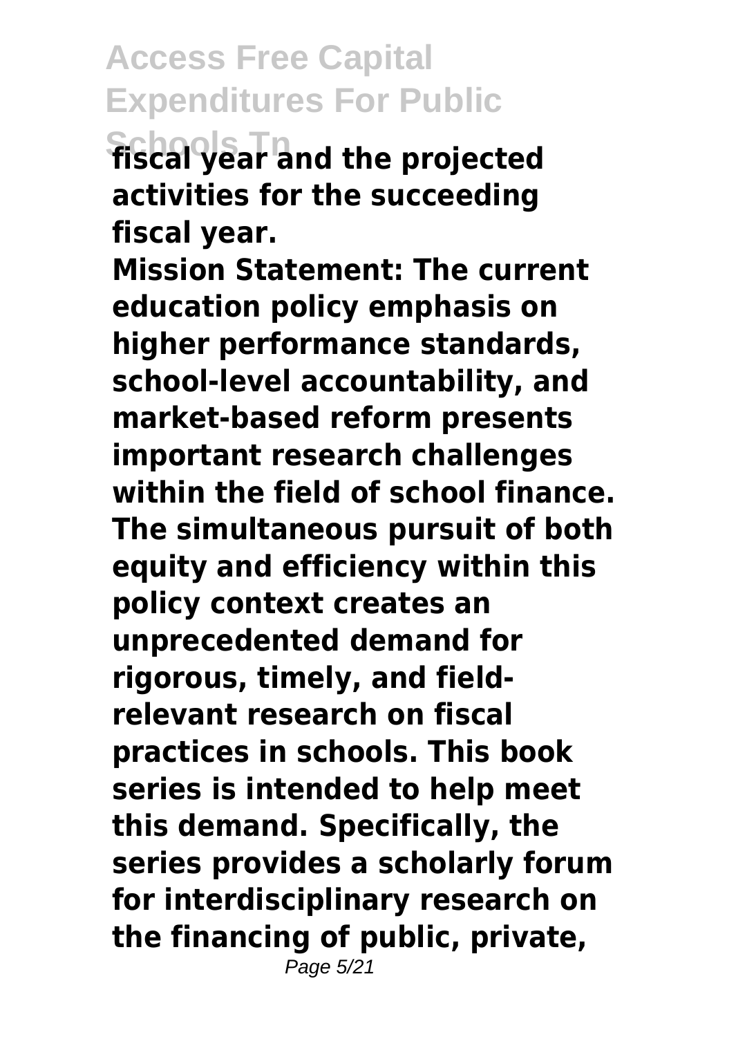**fiscal year and the projected activities for the succeeding fiscal year.**

**Mission Statement: The current education policy emphasis on higher performance standards, school-level accountability, and market-based reform presents important research challenges within the field of school finance. The simultaneous pursuit of both equity and efficiency within this policy context creates an unprecedented demand for rigorous, timely, and field-relevant research on fiscal practices in schools. This book series is intended to help meet this demand. Specifically, the series provides a scholarly forum for interdisciplinary research on the financing of public, private,**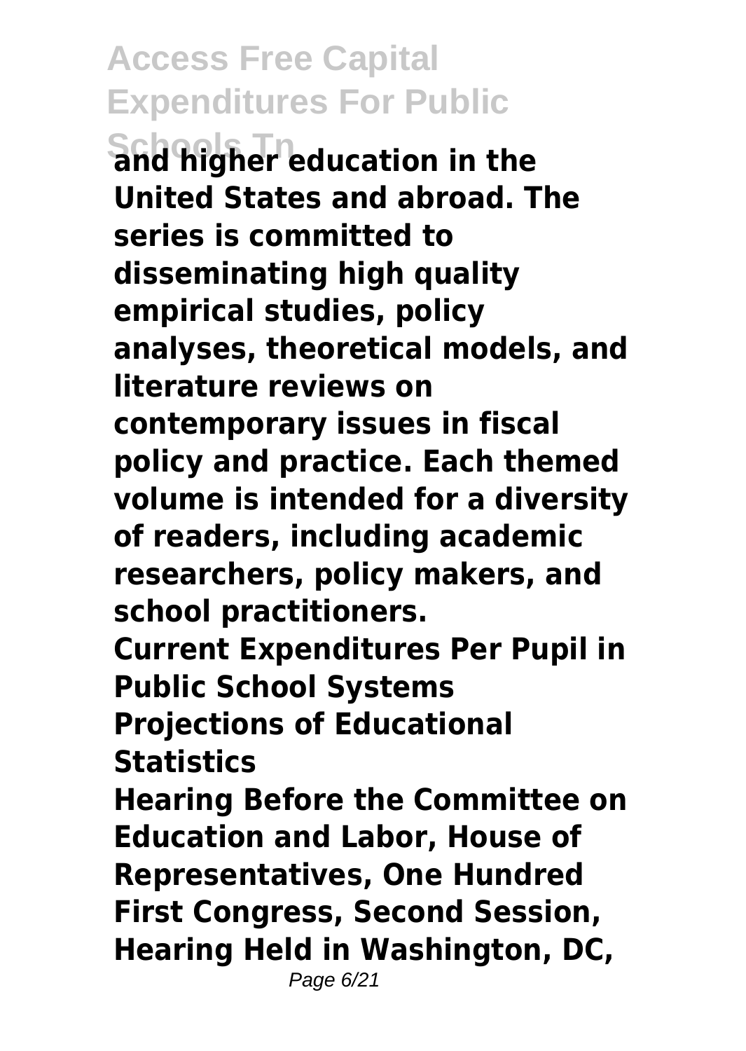**and higher education in the United States and abroad. The series is committed to disseminating high quality empirical studies, policy analyses, theoretical models, and literature reviews on contemporary issues in fiscal policy and practice. Each themed volume is intended for a diversity of readers, including academic researchers, policy makers, and school practitioners.**

**Current Expenditures Per Pupil in Public School Systems**

**Projections of Educational Statistics**

**Hearing Before the Committee on Education and Labor, House of Representatives, One Hundred First Congress, Second Session, Hearing Held in Washington, DC,**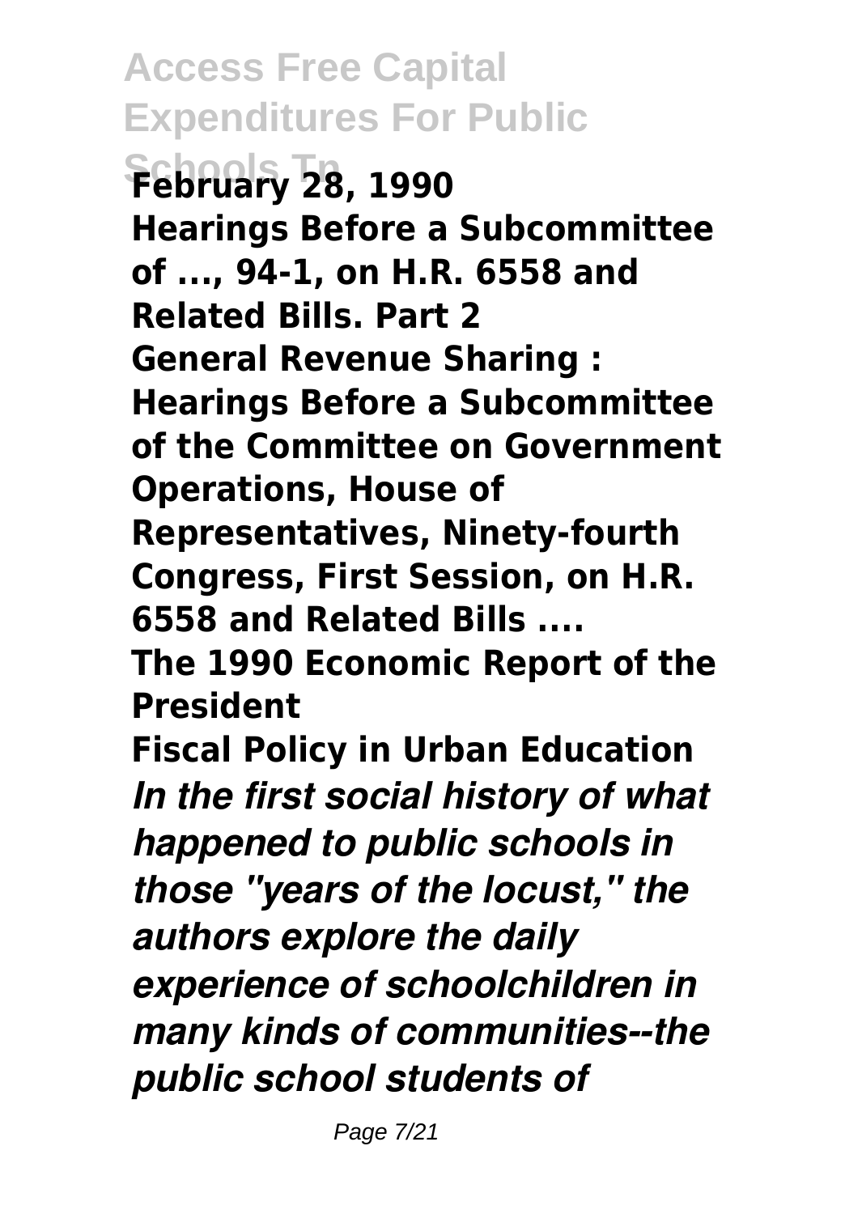**February 28, 1990**

**Hearings Before a Subcommittee of ..., 94-1, on H.R. 6558 and Related Bills. Part 2**

**General Revenue Sharing : Hearings Before a Subcommittee of the Committee on Government Operations, House of Representatives, Ninety-fourth Congress, First Session, on H.R. 6558 and Related Bills ....**

**The 1990 Economic Report of the President**

**Fiscal Policy in Urban Education**

***In the first social history of what happened to public schools in those "years of the locust," the authors explore the daily experience of schoolchildren in many kinds of communities--the public school students of***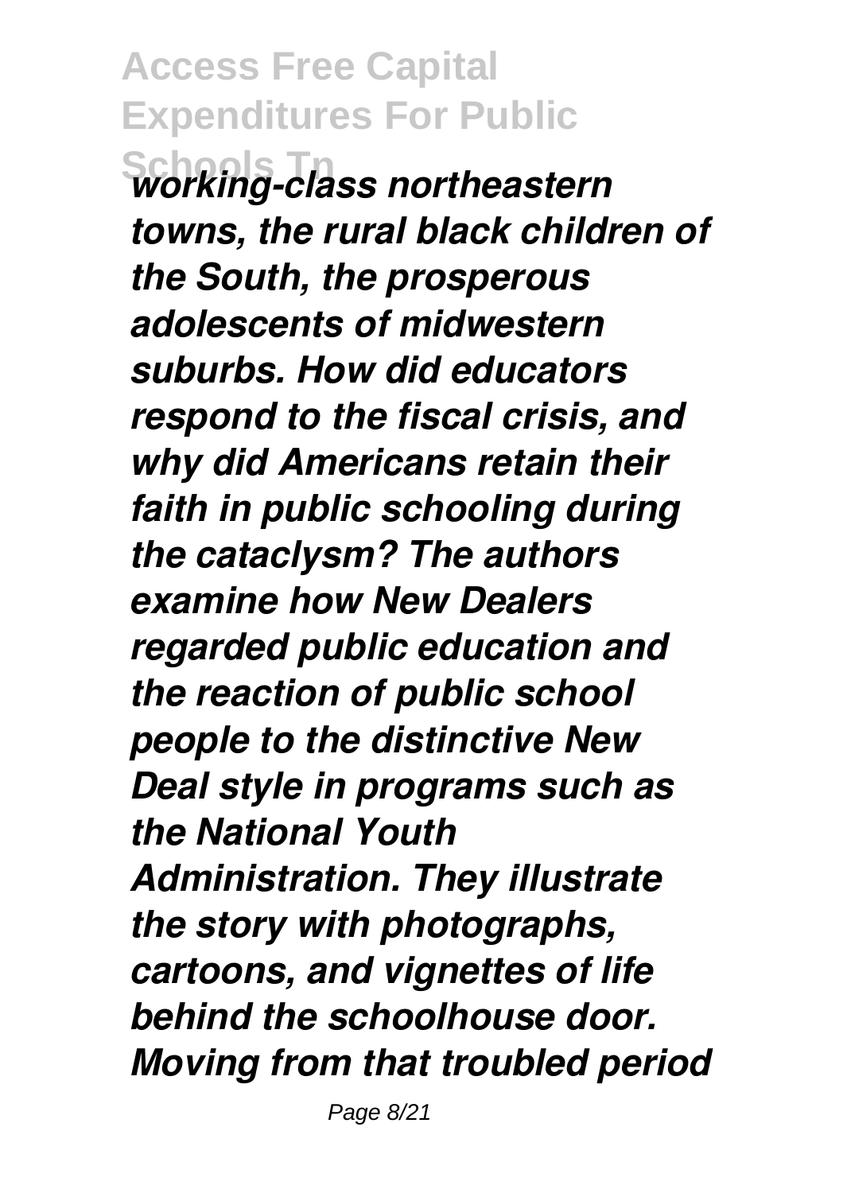*working-class northeastern towns, the rural black children of the South, the prosperous adolescents of midwestern suburbs. How did educators respond to the fiscal crisis, and why did Americans retain their faith in public schooling during the cataclysm? The authors examine how New Dealers regarded public education and the reaction of public school people to the distinctive New Deal style in programs such as the National Youth Administration. They illustrate the story with photographs, cartoons, and vignettes of life behind the schoolhouse door. Moving from that troubled period*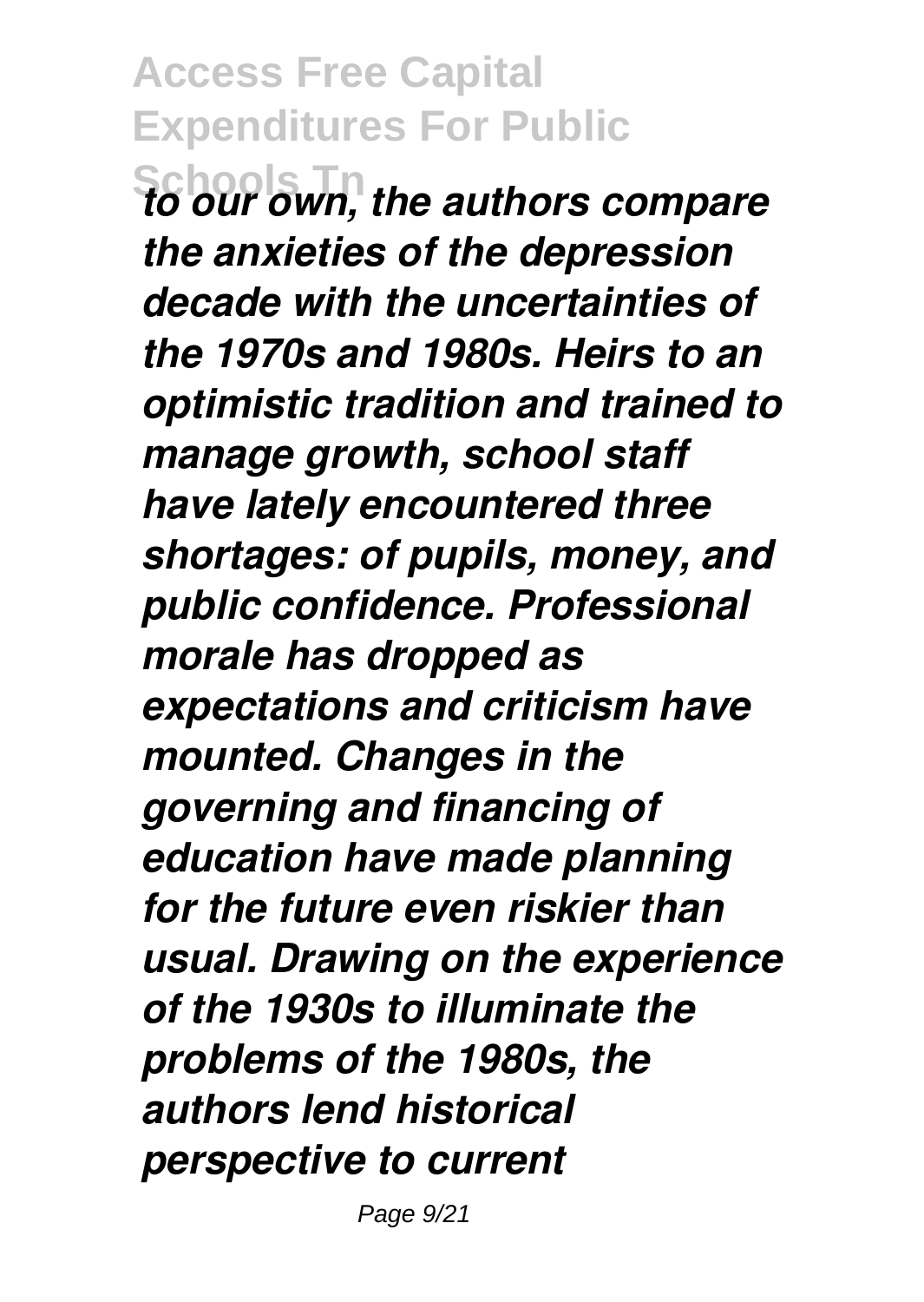***to our own, the authors compare the anxieties of the depression decade with the uncertainties of the 1970s and 1980s. Heirs to an optimistic tradition and trained to manage growth, school staff have lately encountered three shortages: of pupils, money, and public confidence. Professional morale has dropped as expectations and criticism have mounted. Changes in the governing and financing of education have made planning for the future even riskier than usual. Drawing on the experience of the 1930s to illuminate the problems of the 1980s, the authors lend historical perspective to current***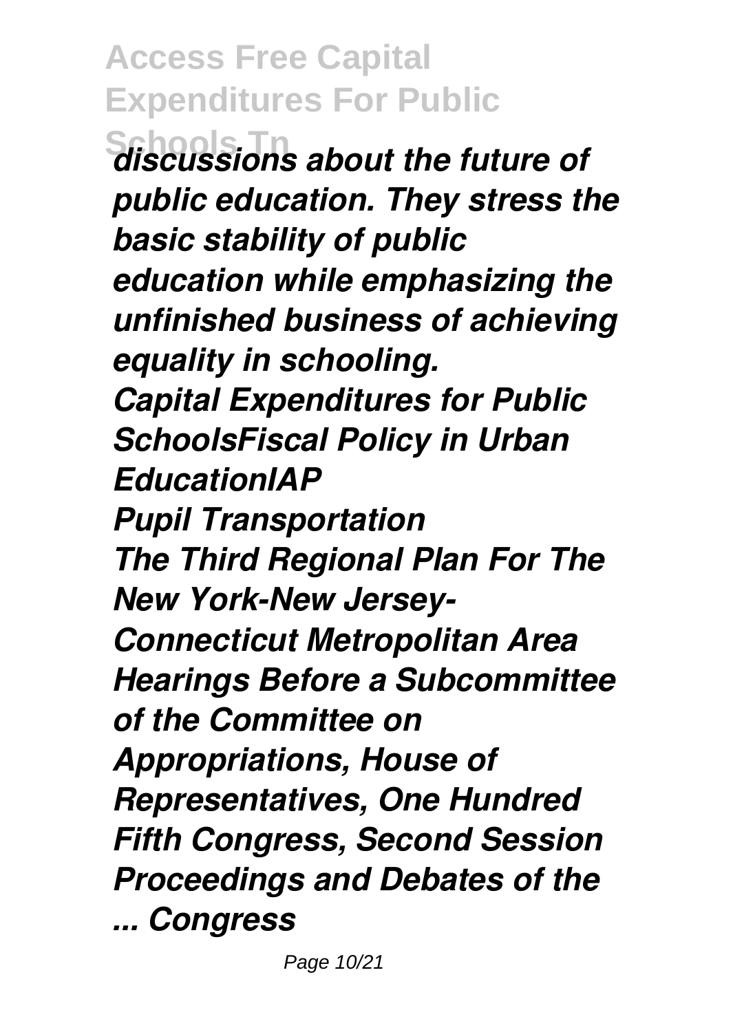*discussions about the future of public education. They stress the basic stability of public education while emphasizing the unfinished business of achieving equality in schooling.*

***Capital Expenditures for Public SchoolsFiscal Policy in Urban EducationIAP***

***Pupil Transportation***

***The Third Regional Plan For The New York-New Jersey-Connecticut Metropolitan Area***

***Hearings Before a Subcommittee of the Committee on Appropriations, House of Representatives, One Hundred Fifth Congress, Second Session***

***Proceedings and Debates of the ... Congress***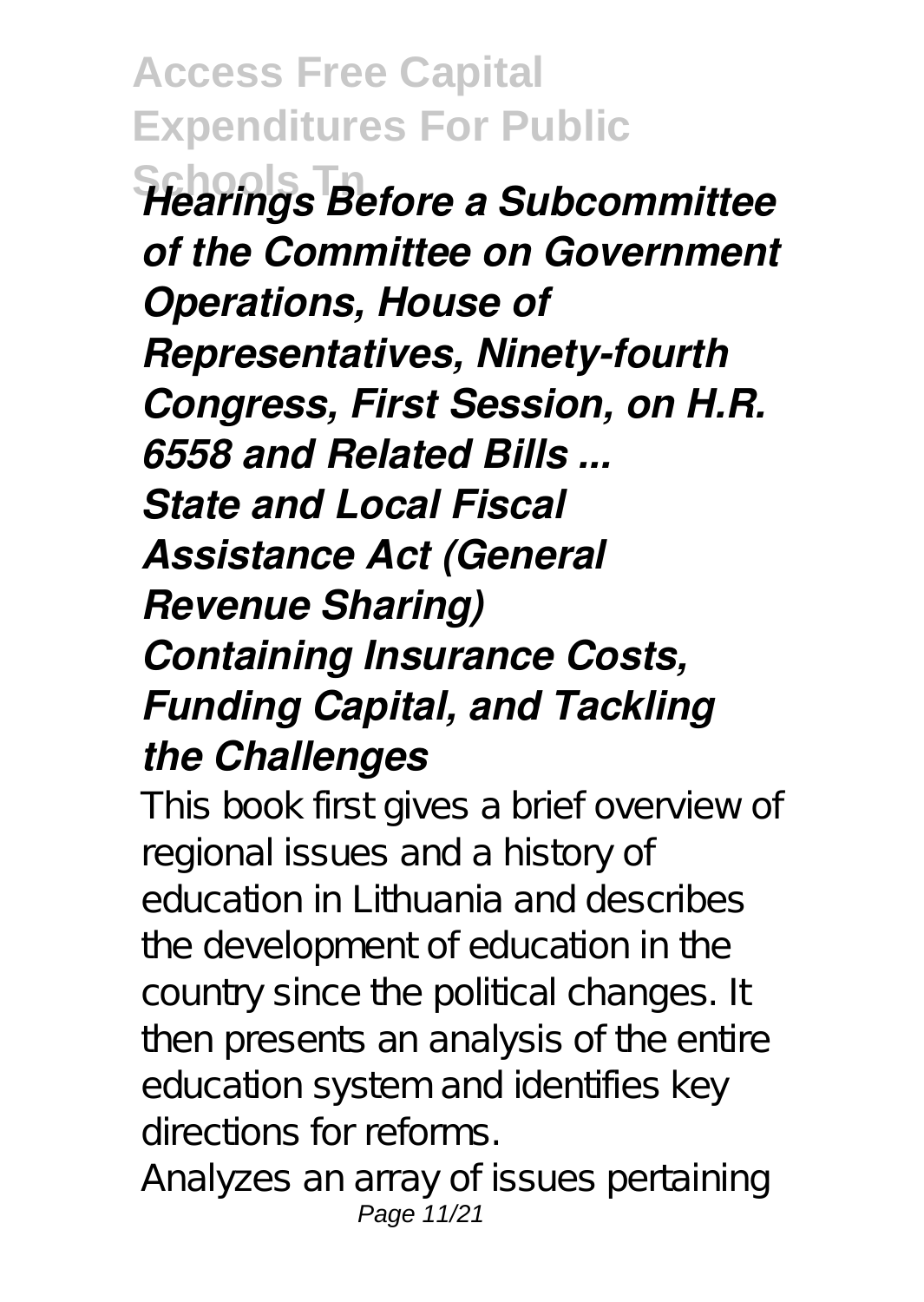***Hearings Before a Subcommittee of the Committee on Government Operations, House of Representatives, Ninety-fourth Congress, First Session, on H.R. 6558 and Related Bills ...***

***State and Local Fiscal Assistance Act (General Revenue Sharing)***

***Containing Insurance Costs, Funding Capital, and Tackling the Challenges***

This book first gives a brief overview of regional issues and a history of education in Lithuania and describes the development of education in the country since the political changes. It then presents an analysis of the entire education system and identifies key directions for reforms.

Analyzes an array of issues pertaining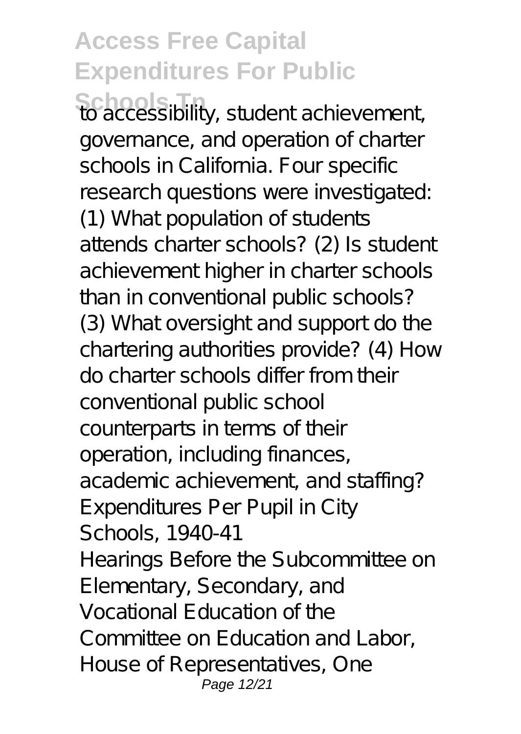to accessibility, student achievement, governance, and operation of charter schools in California. Four specific research questions were investigated: (1) What population of students attends charter schools? (2) Is student achievement higher in charter schools than in conventional public schools? (3) What oversight and support do the chartering authorities provide? (4) How do charter schools differ from their conventional public school counterparts in terms of their operation, including finances, academic achievement, and staffing?

Expenditures Per Pupil in City Schools, 1940-41

Hearings Before the Subcommittee on Elementary, Secondary, and Vocational Education of the Committee on Education and Labor, House of Representatives, One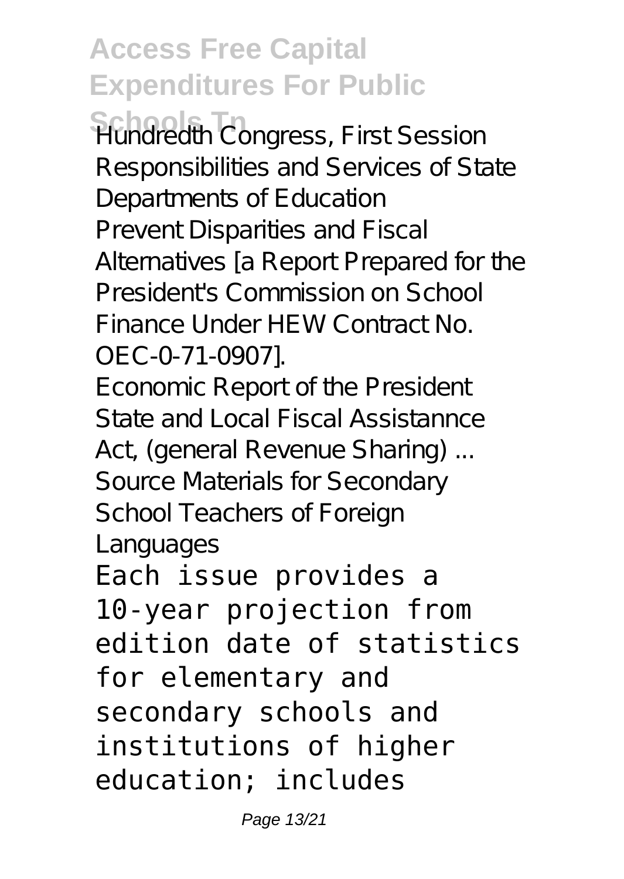Hundredth Congress, First Session
Responsibilities and Services of State Departments of Education
Prevent Disparities and Fiscal Alternatives [a Report Prepared for the President's Commission on School Finance Under HEW Contract No. OEC-0-71-0907].
Economic Report of the President
State and Local Fiscal Assistannce Act, (general Revenue Sharing) ...
Source Materials for Secondary School Teachers of Foreign Languages

Each issue provides a 10-year projection from edition date of statistics for elementary and secondary schools and institutions of higher education; includes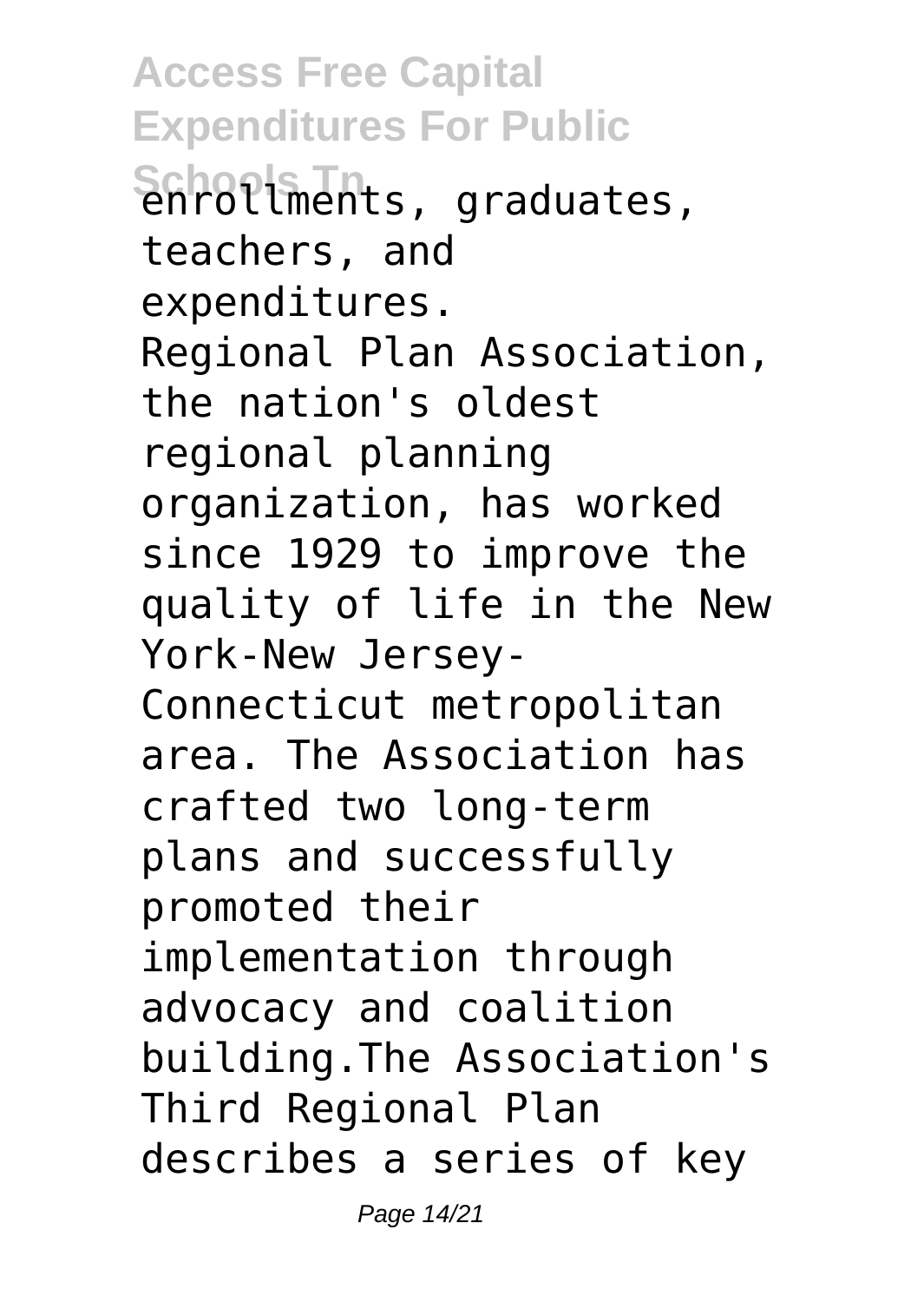enrollments, graduates, teachers, and expenditures.

Regional Plan Association, the nation's oldest regional planning organization, has worked since 1929 to improve the quality of life in the New York-New Jersey-Connecticut metropolitan area. The Association has crafted two long-term plans and successfully promoted their implementation through advocacy and coalition building.The Association's Third Regional Plan describes a series of key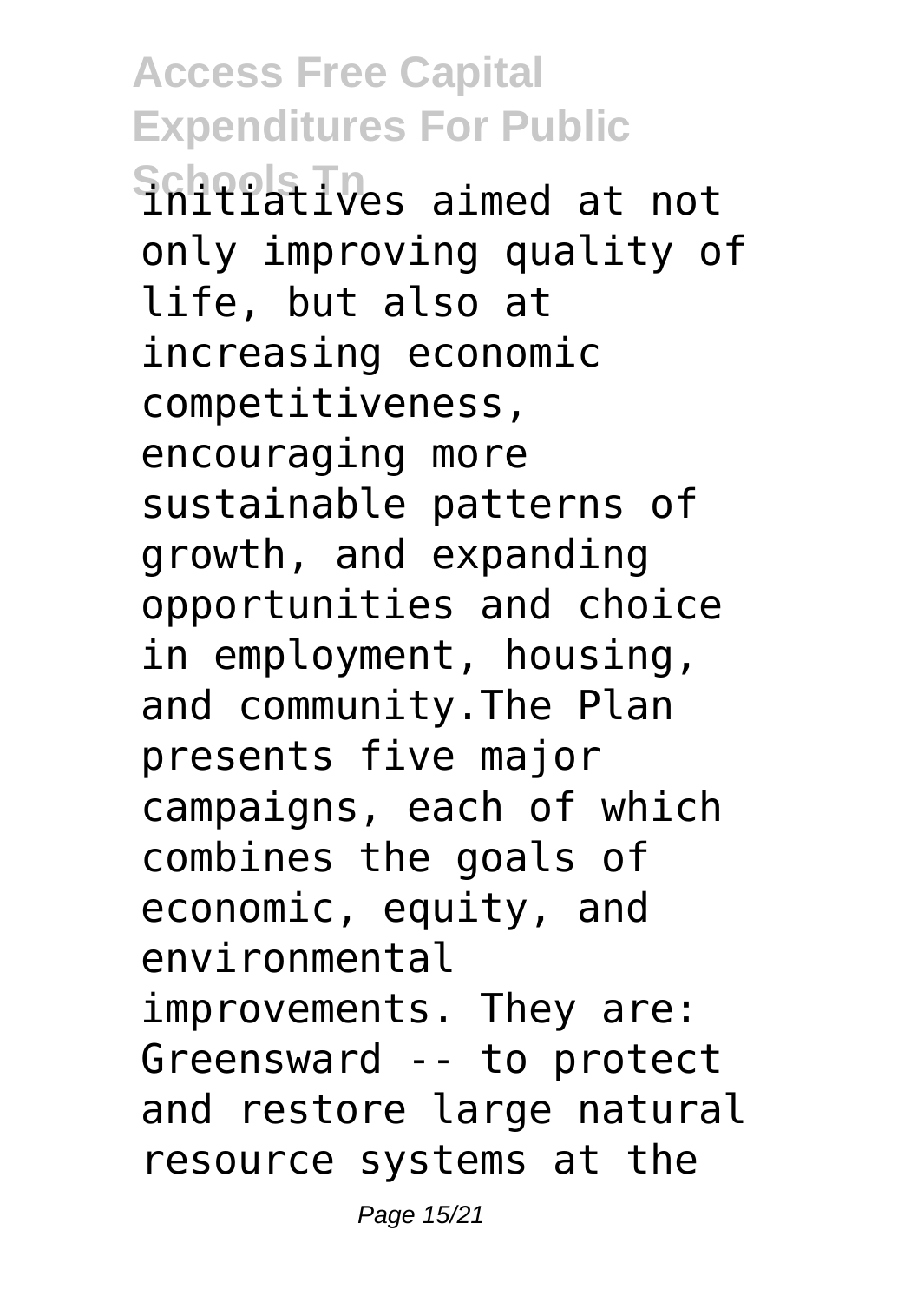initiatives aimed at not only improving quality of life, but also at increasing economic competitiveness, encouraging more sustainable patterns of growth, and expanding opportunities and choice in employment, housing, and community.The Plan presents five major campaigns, each of which combines the goals of economic, equity, and environmental improvements. They are: Greensward -- to protect and restore large natural resource systems at the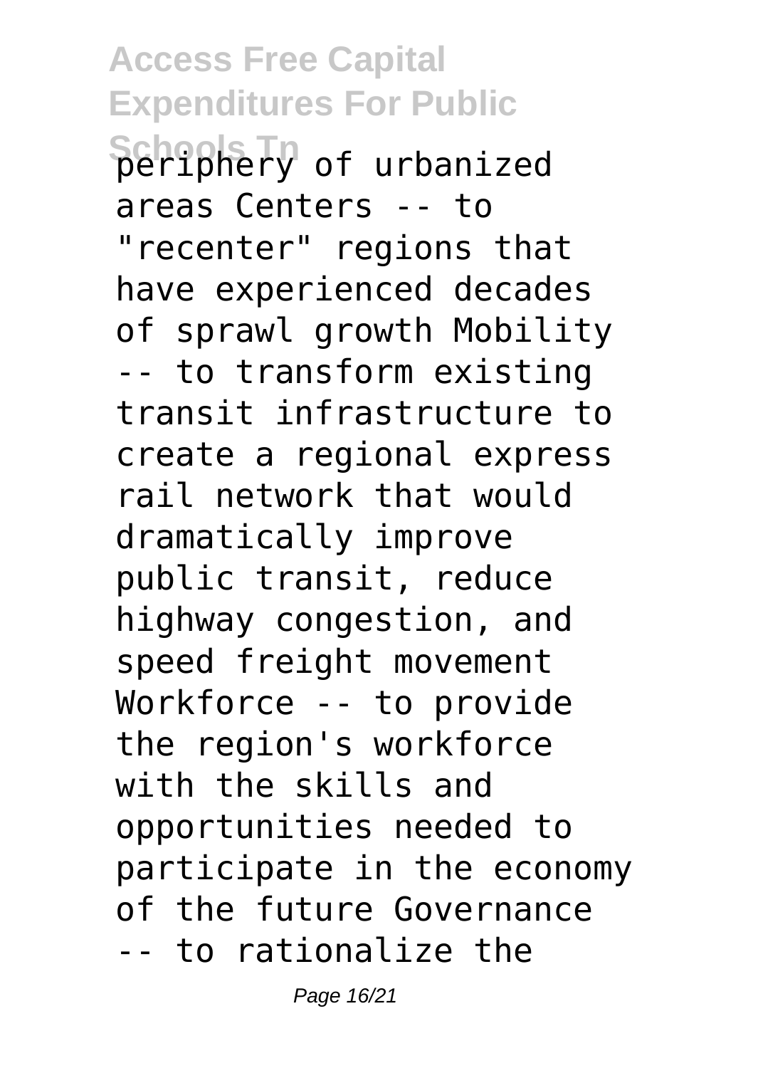periphery of urbanized areas Centers -- to "recenter" regions that have experienced decades of sprawl growth Mobility -- to transform existing transit infrastructure to create a regional express rail network that would dramatically improve public transit, reduce highway congestion, and speed freight movement Workforce -- to provide the region's workforce with the skills and opportunities needed to participate in the economy of the future Governance -- to rationalize the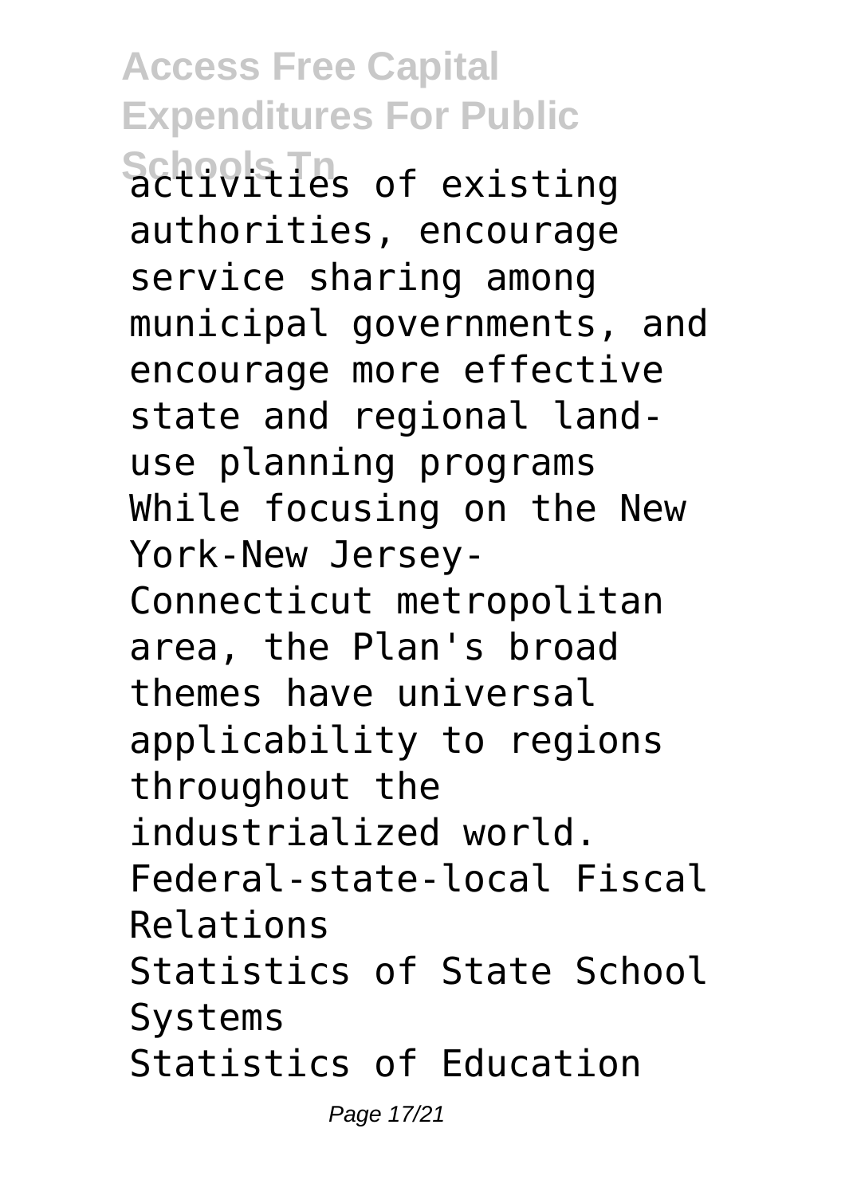activities of existing authorities, encourage service sharing among municipal governments, and encourage more effective state and regional land-use planning programs While focusing on the New York-New Jersey-Connecticut metropolitan area, the Plan's broad themes have universal applicability to regions throughout the industrialized world.

Federal-state-local Fiscal Relations

Statistics of State School Systems

Statistics of Education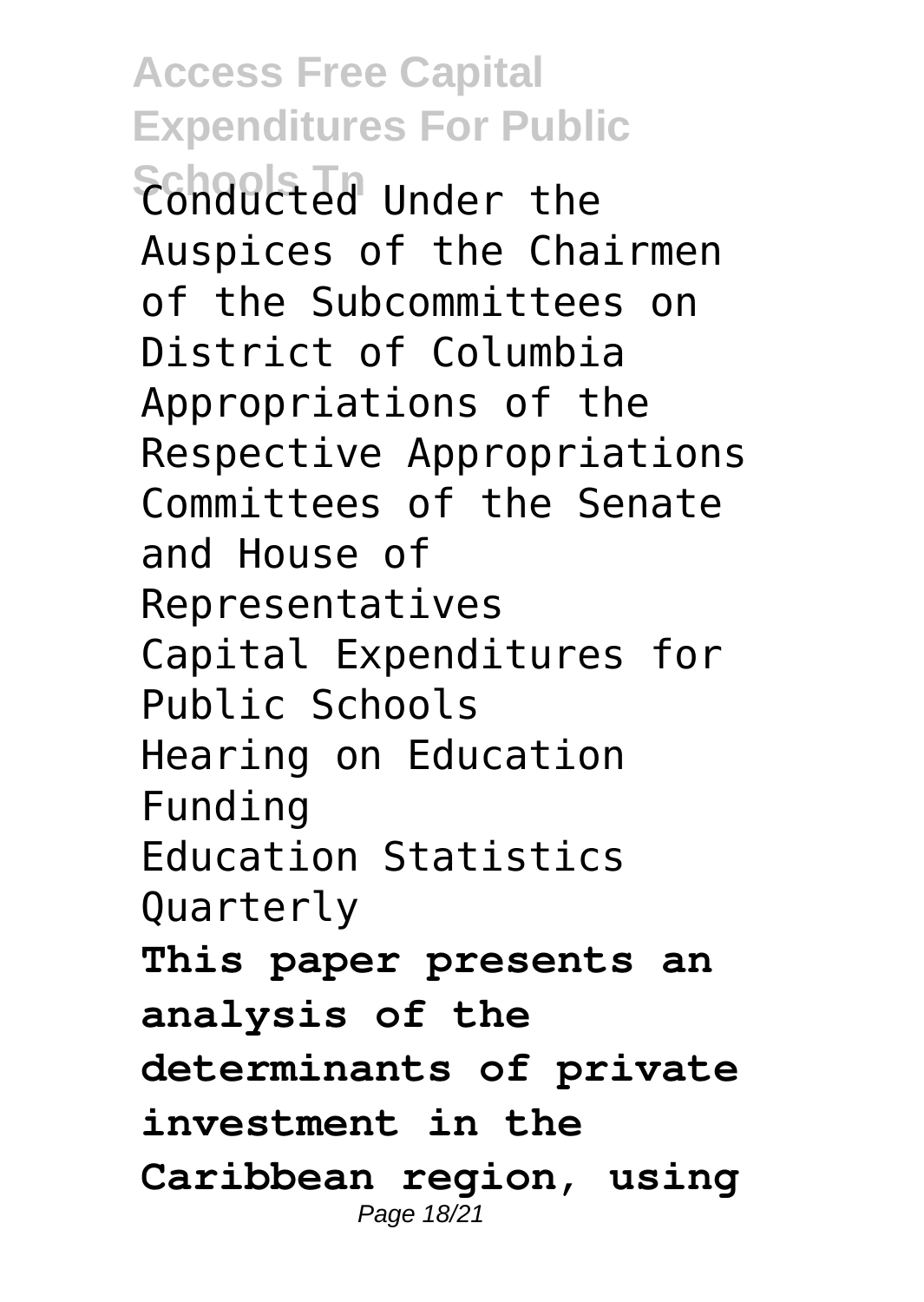Conducted Under the Auspices of the Chairmen of the Subcommittees on District of Columbia Appropriations of the Respective Appropriations Committees of the Senate and House of Representatives

Capital Expenditures for Public Schools

Hearing on Education Funding

Education Statistics Quarterly

**This paper presents an analysis of the determinants of private investment in the Caribbean region, using**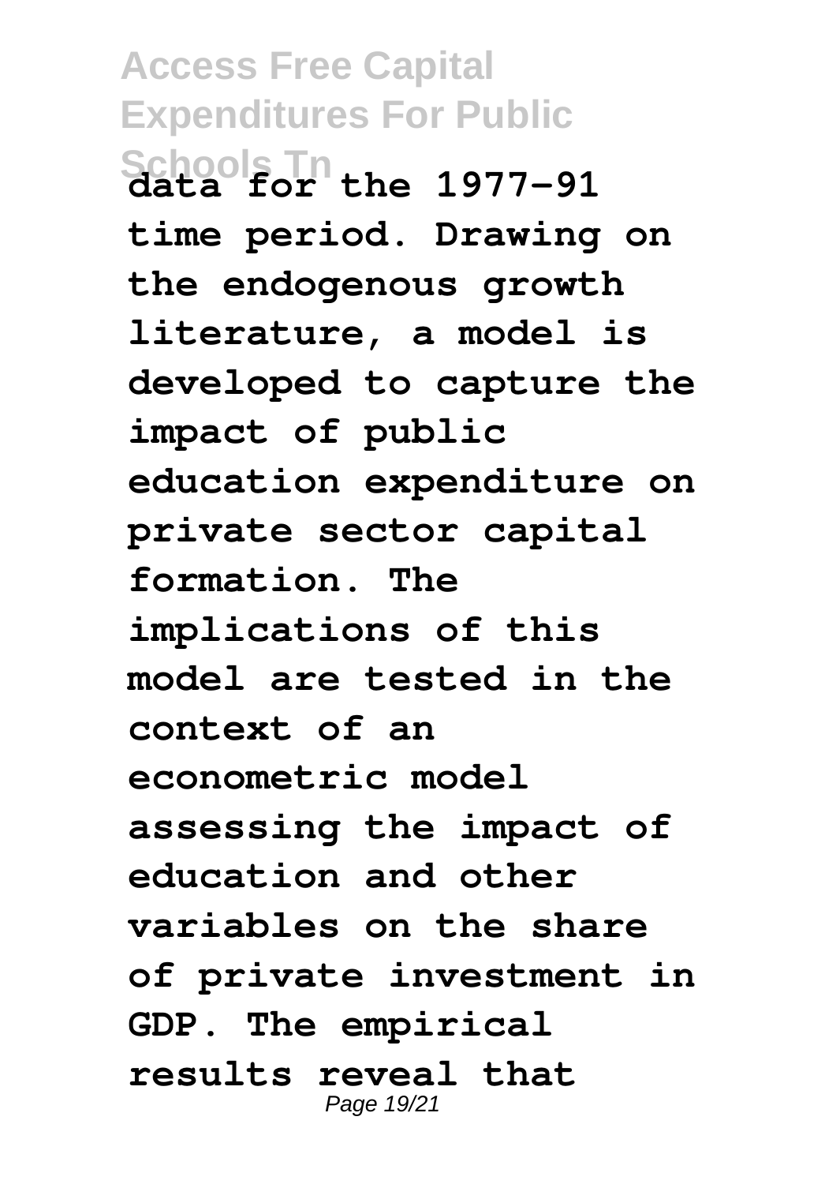data for the 1977-91 time period. Drawing on the endogenous growth literature, a model is developed to capture the impact of public education expenditure on private sector capital formation. The implications of this model are tested in the context of an econometric model assessing the impact of education and other variables on the share of private investment in GDP. The empirical results reveal that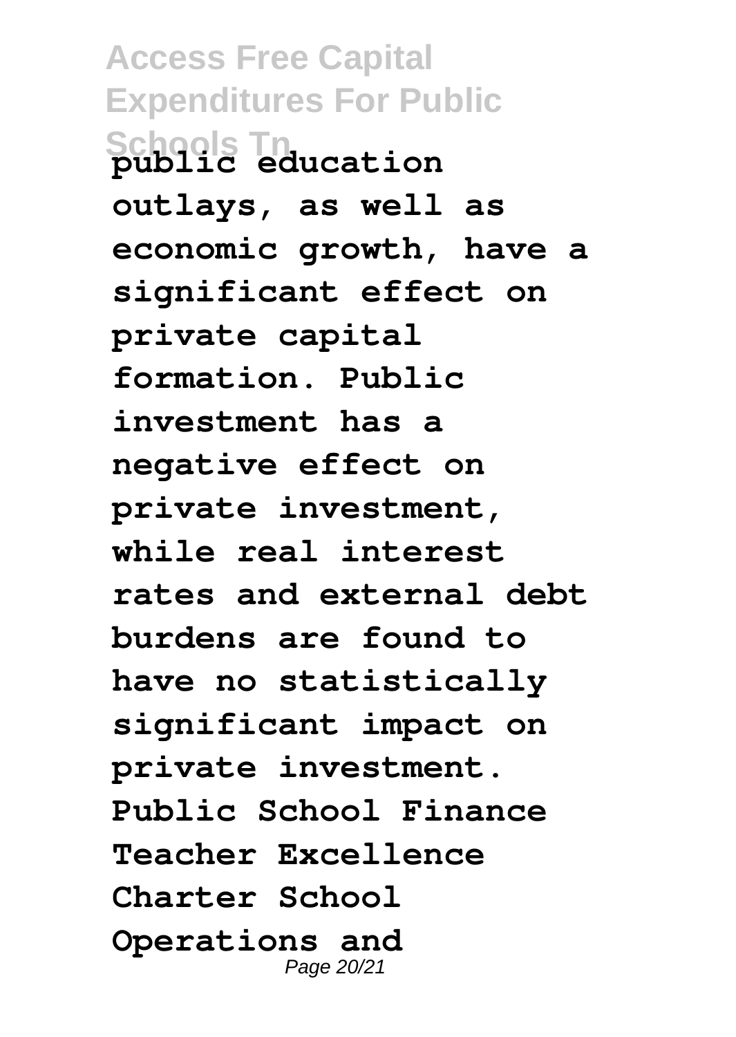**public education outlays, as well as economic growth, have a significant effect on private capital formation. Public investment has a negative effect on private investment, while real interest rates and external debt burdens are found to have no statistically significant impact on private investment.**

**Public School Finance**

**Teacher Excellence**

**Charter School Operations and**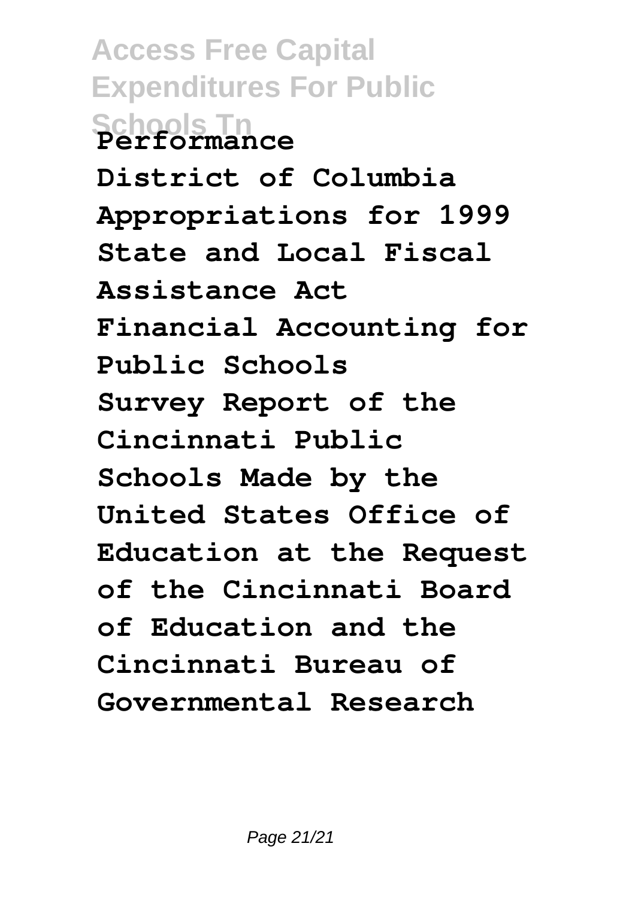**Performance**

**District of Columbia Appropriations for 1999**

**State and Local Fiscal Assistance Act**

**Financial Accounting for Public Schools**

**Survey Report of the Cincinnati Public Schools Made by the United States Office of Education at the Request of the Cincinnati Board of Education and the Cincinnati Bureau of Governmental Research**